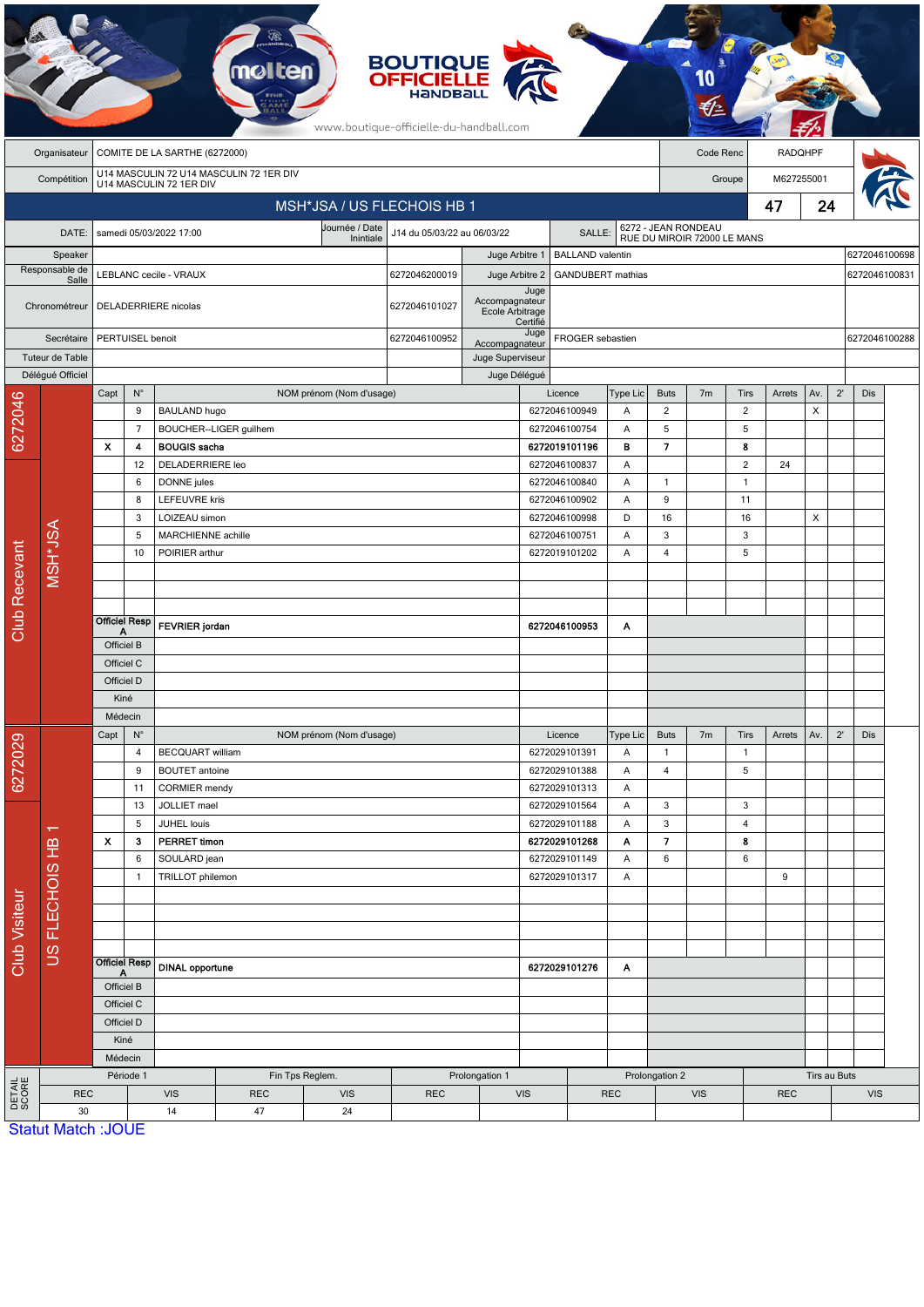www.boutique-officielle-du-handball.com

| Organisateur | COMITE DE LA SARTHE (6272000) | Code Renc | RADQHPF |
|---|---|---|---|
| Compétition | U14 MASCULIN 72 U14 MASCULIN 72 1ER DIV U14 MASCULIN 72 1ER DIV | Groupe | M627255001 |

## MSH*JSA / US FLECHOIS HB 1 — 47 — 24

| DATE: | samedi 05/03/2022 17:00 | Journée / Date Initiale | J14 du 05/03/22 au 06/03/22 | SALLE: | 6272 - JEAN RONDEAU RUE DU MIROIR 72000 LE MANS |
|---|---|---|---|---|---|

| Rôle | Nom | Licence | Rôle | Nom | Licence |
|---|---|---|---|---|---|
| Speaker | | | Juge Arbitre 1 | BALLAND valentin | 6272046100698 |
| Responsable de Salle | LEBLANC cecile - VRAUX | 6272046200019 | Juge Arbitre 2 | GANDUBERT mathias | 6272046100831 |
| Chronométreur | DELADERRIERE nicolas | 6272046101027 | Juge Accompagnateur Ecole Arbitrage Certifié | | |
| Secrétaire | PERTUISEL benoit | 6272046100952 | Juge Accompagnateur | FROGER sebastien | 6272046100288 |
| Tuteur de Table | | | Juge Superviseur | | |
| Délégué Officiel | | | Juge Délégué | | |

### Club Recevant — 6272046 — MSH*JSA

| Capt | N° | NOM prénom (Nom d'usage) | Licence | Type Lic | Buts | 7m | Tirs | Arrets | Av. | 2' | Dis |
|---|---|---|---|---|---|---|---|---|---|---|---|
| | 9 | BAULAND hugo | 6272046100949 | A | 2 | | 2 | | X | | |
| | 7 | BOUCHER--LIGER guilhem | 6272046100754 | A | 5 | | 5 | | | | |
| X | 4 | **BOUGIS sacha** | **6272019101196** | **B** | **7** | | **8** | | | | |
| | 12 | DELADERRIERE leo | 6272046100837 | A | | | 2 | 24 | | | |
| | 6 | DONNE jules | 6272046100840 | A | 1 | | 1 | | | | |
| | 8 | LEFEUVRE kris | 6272046100902 | A | 9 | | 11 | | | | |
| | 3 | LOIZEAU simon | 6272046100998 | D | 16 | | 16 | | X | | |
| | 5 | MARCHIENNE achille | 6272046100751 | A | 3 | | 3 | | | | |
| | 10 | POIRIER arthur | 6272019101202 | A | 4 | | 5 | | | | |
| Officiel Resp A | | **FEVRIER jordan** | **6272046100953** | **A** | | | | | | | |
| Officiel B | | | | | | | | | | | |
| Officiel C | | | | | | | | | | | |
| Officiel D | | | | | | | | | | | |
| Kiné | | | | | | | | | | | |
| Médecin | | | | | | | | | | | |

### Club Visiteur — 6272029 — US FLECHOIS HB 1

| Capt | N° | NOM prénom (Nom d'usage) | Licence | Type Lic | Buts | 7m | Tirs | Arrets | Av. | 2' | Dis |
|---|---|---|---|---|---|---|---|---|---|---|---|
| | 4 | BECQUART william | 6272029101391 | A | 1 | | 1 | | | | |
| | 9 | BOUTET antoine | 6272029101388 | A | 4 | | 5 | | | | |
| | 11 | CORMIER mendy | 6272029101313 | A | | | | | | | |
| | 13 | JOLLIET mael | 6272029101564 | A | 3 | | 3 | | | | |
| | 5 | JUHEL louis | 6272029101188 | A | 3 | | 4 | | | | |
| X | 3 | **PERRET timon** | **6272029101268** | **A** | **7** | | **8** | | | | |
| | 6 | SOULARD jean | 6272029101149 | A | 6 | | 6 | | | | |
| | 1 | TRILLOT philemon | 6272029101317 | A | | | | 9 | | | |
| Officiel Resp A | | **DINAL opportune** | **6272029101276** | **A** | | | | | | | |
| Officiel B | | | | | | | | | | | |
| Officiel C | | | | | | | | | | | |
| Officiel D | | | | | | | | | | | |
| Kiné | | | | | | | | | | | |
| Médecin | | | | | | | | | | | |

### DETAIL SCORE

| Période 1 | | Fin Tps Reglem. | | Prolongation 1 | | Prolongation 2 | | Tirs au Buts | |
|---|---|---|---|---|---|---|---|---|---|
| REC | VIS | REC | VIS | REC | VIS | REC | VIS | REC | VIS |
| 30 | 14 | 47 | 24 | | | | | | |

Statut Match :JOUE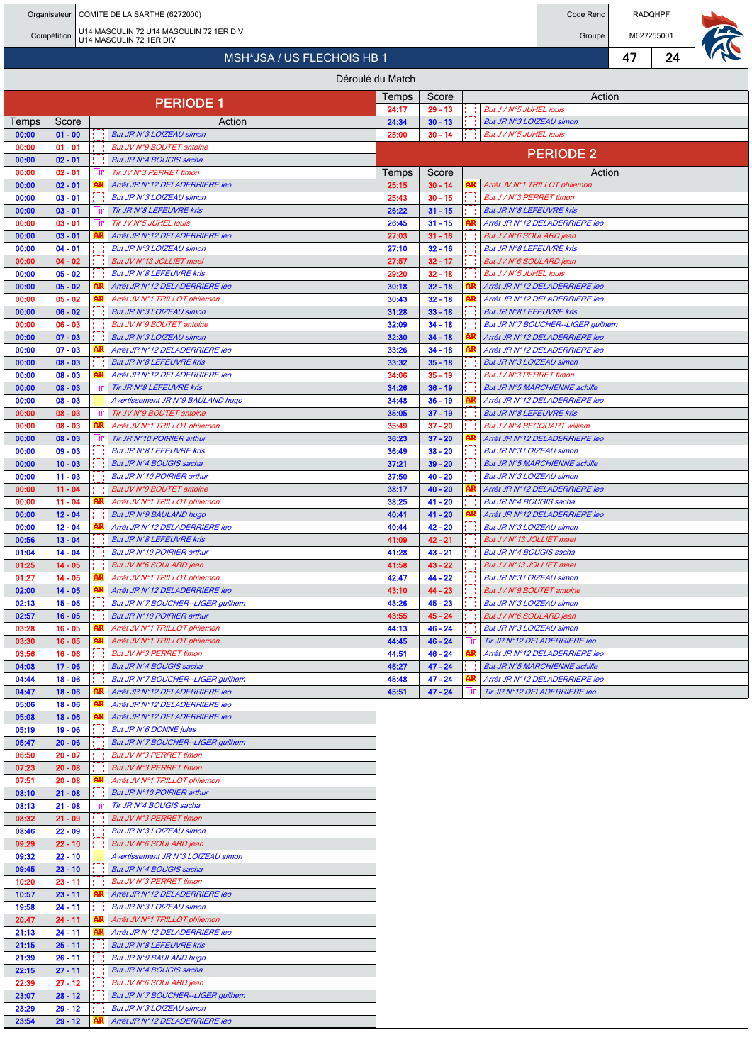| Organisateur | COMITE DE LA SARTHE (6272000) | Code Renc | RADQHPF |
|---|---|---|---|
| Compétition | U14 MASCULIN 72 U14 MASCULIN 72 1ER DIV U14 MASCULIN 72 1ER DIV | Groupe | M627255001 |

## MSH*JSA / US FLECHOIS HB 1 — 47 - 24

### Déroulé du Match

## PERIODE 1

| Temps | Score | | Action |
|---|---|---|---|
| 00:00 | 01 - 00 | | But JR N°3 LOIZEAU simon |
| 00:00 | 01 - 01 | | But JV N°9 BOUTET antoine |
| 00:00 | 02 - 01 | | But JR N°4 BOUGIS sacha |
| 00:00 | 02 - 01 | Tir | Tir JV N°3 PERRET timon |
| 00:00 | 02 - 01 | AR | Arrêt JR N°12 DELADERRIERE leo |
| 00:00 | 03 - 01 | | But JR N°3 LOIZEAU simon |
| 00:00 | 03 - 01 | Tir | Tir JR N°8 LEFEUVRE kris |
| 00:00 | 03 - 01 | Tir | Tir JV N°5 JUHEL louis |
| 00:00 | 03 - 01 | AR | Arrêt JR N°12 DELADERRIERE leo |
| 00:00 | 04 - 01 | | But JR N°3 LOIZEAU simon |
| 00:00 | 04 - 02 | | But JV N°13 JOLLIET mael |
| 00:00 | 05 - 02 | | But JR N°8 LEFEUVRE kris |
| 00:00 | 05 - 02 | AR | Arrêt JR N°12 DELADERRIERE leo |
| 00:00 | 05 - 02 | AR | Arrêt JV N°1 TRILLOT philemon |
| 00:00 | 06 - 02 | | But JR N°3 LOIZEAU simon |
| 00:00 | 06 - 03 | | But JV N°9 BOUTET antoine |
| 00:00 | 07 - 03 | | But JR N°3 LOIZEAU simon |
| 00:00 | 07 - 03 | AR | Arrêt JR N°12 DELADERRIERE leo |
| 00:00 | 08 - 03 | | But JR N°8 LEFEUVRE kris |
| 00:00 | 08 - 03 | AR | Arrêt JR N°12 DELADERRIERE leo |
| 00:00 | 08 - 03 | Tir | Tir JR N°8 LEFEUVRE kris |
| 00:00 | 08 - 03 | | Avertissement JR N°9 BAULAND hugo |
| 00:00 | 08 - 03 | Tir | Tir JV N°9 BOUTET antoine |
| 00:00 | 08 - 03 | AR | Arrêt JV N°1 TRILLOT philemon |
| 00:00 | 08 - 03 | Tir | Tir JR N°10 POIRIER arthur |
| 00:00 | 09 - 03 | | But JR N°8 LEFEUVRE kris |
| 00:00 | 10 - 03 | | But JR N°4 BOUGIS sacha |
| 00:00 | 11 - 03 | | But JR N°10 POIRIER arthur |
| 00:00 | 11 - 04 | | But JV N°9 BOUTET antoine |
| 00:00 | 11 - 04 | AR | Arrêt JV N°1 TRILLOT philemon |
| 00:00 | 12 - 04 | | But JR N°9 BAULAND hugo |
| 00:00 | 12 - 04 | AR | Arrêt JR N°12 DELADERRIERE leo |
| 00:56 | 13 - 04 | | But JR N°8 LEFEUVRE kris |
| 01:04 | 14 - 04 | | But JR N°10 POIRIER arthur |
| 01:25 | 14 - 05 | | But JV N°6 SOULARD jean |
| 01:27 | 14 - 05 | AR | Arrêt JV N°1 TRILLOT philemon |
| 02:00 | 14 - 05 | AR | Arrêt JR N°12 DELADERRIERE leo |
| 02:13 | 15 - 05 | | But JR N°7 BOUCHER--LIGER guilhem |
| 02:57 | 16 - 05 | | But JR N°10 POIRIER arthur |
| 03:28 | 16 - 05 | AR | Arrêt JV N°1 TRILLOT philemon |
| 03:30 | 16 - 05 | AR | Arrêt JV N°1 TRILLOT philemon |
| 03:56 | 16 - 06 | | But JV N°3 PERRET timon |
| 04:08 | 17 - 06 | | But JR N°4 BOUGIS sacha |
| 04:44 | 18 - 06 | | But JR N°7 BOUCHER--LIGER guilhem |
| 04:47 | 18 - 06 | AR | Arrêt JR N°12 DELADERRIERE leo |
| 05:06 | 18 - 06 | AR | Arrêt JR N°12 DELADERRIERE leo |
| 05:08 | 18 - 06 | AR | Arrêt JR N°12 DELADERRIERE leo |
| 05:19 | 19 - 06 | | But JR N°6 DONNE jules |
| 05:47 | 20 - 06 | | But JR N°7 BOUCHER--LIGER guilhem |
| 06:50 | 20 - 07 | | But JV N°3 PERRET timon |
| 07:23 | 20 - 08 | | But JV N°3 PERRET timon |
| 07:51 | 20 - 08 | AR | Arrêt JV N°1 TRILLOT philemon |
| 08:10 | 21 - 08 | | But JR N°10 POIRIER arthur |
| 08:13 | 21 - 08 | Tir | Tir JR N°4 BOUGIS sacha |
| 08:32 | 21 - 09 | | But JV N°3 PERRET timon |
| 08:46 | 22 - 09 | | But JR N°3 LOIZEAU simon |
| 09:29 | 22 - 10 | | But JV N°6 SOULARD jean |
| 09:32 | 22 - 10 | | Avertissement JR N°3 LOIZEAU simon |
| 09:45 | 23 - 10 | | But JR N°4 BOUGIS sacha |
| 10:20 | 23 - 11 | | But JV N°3 PERRET timon |
| 10:57 | 23 - 11 | AR | Arrêt JR N°12 DELADERRIERE leo |
| 19:58 | 24 - 11 | | But JR N°3 LOIZEAU simon |
| 20:47 | 24 - 11 | AR | Arrêt JV N°1 TRILLOT philemon |
| 21:13 | 24 - 11 | AR | Arrêt JR N°12 DELADERRIERE leo |
| 21:15 | 25 - 11 | | But JR N°8 LEFEUVRE kris |
| 21:39 | 26 - 11 | | But JR N°9 BAULAND hugo |
| 22:15 | 27 - 11 | | But JR N°4 BOUGIS sacha |
| 22:39 | 27 - 12 | | But JV N°6 SOULARD jean |
| 23:07 | 28 - 12 | | But JR N°7 BOUCHER--LIGER guilhem |
| 23:29 | 29 - 12 | | But JR N°3 LOIZEAU simon |
| 23:54 | 29 - 12 | AR | Arrêt JR N°12 DELADERRIERE leo |
| 24:17 | 29 - 13 | | But JV N°5 JUHEL louis |
| 24:34 | 30 - 13 | | But JR N°3 LOIZEAU simon |
| 25:00 | 30 - 14 | | But JV N°5 JUHEL louis |

## PERIODE 2

| Temps | Score | | Action |
|---|---|---|---|
| 25:15 | 30 - 14 | AR | Arrêt JV N°1 TRILLOT philemon |
| 25:43 | 30 - 15 | | But JV N°3 PERRET timon |
| 26:22 | 31 - 15 | | But JR N°8 LEFEUVRE kris |
| 26:45 | 31 - 15 | AR | Arrêt JR N°12 DELADERRIERE leo |
| 27:03 | 31 - 16 | | But JV N°6 SOULARD jean |
| 27:10 | 32 - 16 | | But JR N°8 LEFEUVRE kris |
| 27:57 | 32 - 17 | | But JV N°6 SOULARD jean |
| 29:20 | 32 - 18 | | But JV N°5 JUHEL louis |
| 30:18 | 32 - 18 | AR | Arrêt JR N°12 DELADERRIERE leo |
| 30:43 | 32 - 18 | AR | Arrêt JR N°12 DELADERRIERE leo |
| 31:28 | 33 - 18 | | But JR N°8 LEFEUVRE kris |
| 32:09 | 34 - 18 | | But JR N°7 BOUCHER--LIGER guilhem |
| 32:30 | 34 - 18 | AR | Arrêt JR N°12 DELADERRIERE leo |
| 33:26 | 34 - 18 | AR | Arrêt JR N°12 DELADERRIERE leo |
| 33:32 | 35 - 18 | | But JR N°3 LOIZEAU simon |
| 34:06 | 35 - 19 | | But JV N°3 PERRET timon |
| 34:26 | 36 - 19 | | But JR N°5 MARCHIENNE achille |
| 34:48 | 36 - 19 | AR | Arrêt JR N°12 DELADERRIERE leo |
| 35:05 | 37 - 19 | | But JR N°8 LEFEUVRE kris |
| 35:49 | 37 - 20 | | But JV N°4 BECQUART william |
| 36:23 | 37 - 20 | AR | Arrêt JR N°12 DELADERRIERE leo |
| 36:49 | 38 - 20 | | But JR N°3 LOIZEAU simon |
| 37:21 | 39 - 20 | | But JR N°5 MARCHIENNE achille |
| 37:50 | 40 - 20 | | But JR N°3 LOIZEAU simon |
| 38:17 | 40 - 20 | AR | Arrêt JR N°12 DELADERRIERE leo |
| 38:25 | 41 - 20 | | But JR N°4 BOUGIS sacha |
| 40:41 | 41 - 20 | AR | Arrêt JR N°12 DELADERRIERE leo |
| 40:44 | 42 - 20 | | But JR N°3 LOIZEAU simon |
| 41:09 | 42 - 21 | | But JV N°13 JOLLIET mael |
| 41:28 | 43 - 21 | | But JR N°4 BOUGIS sacha |
| 41:58 | 43 - 22 | | But JV N°13 JOLLIET mael |
| 42:47 | 44 - 22 | | But JR N°3 LOIZEAU simon |
| 43:10 | 44 - 23 | | But JV N°9 BOUTET antoine |
| 43:26 | 45 - 23 | | But JR N°3 LOIZEAU simon |
| 43:55 | 45 - 24 | | But JV N°6 SOULARD jean |
| 44:13 | 46 - 24 | | But JR N°3 LOIZEAU simon |
| 44:45 | 46 - 24 | Tir | Tir JR N°12 DELADERRIERE leo |
| 44:51 | 46 - 24 | AR | Arrêt JR N°12 DELADERRIERE leo |
| 45:27 | 47 - 24 | | But JR N°5 MARCHIENNE achille |
| 45:48 | 47 - 24 | AR | Arrêt JR N°12 DELADERRIERE leo |
| 45:51 | 47 - 24 | Tir | Tir JR N°12 DELADERRIERE leo |